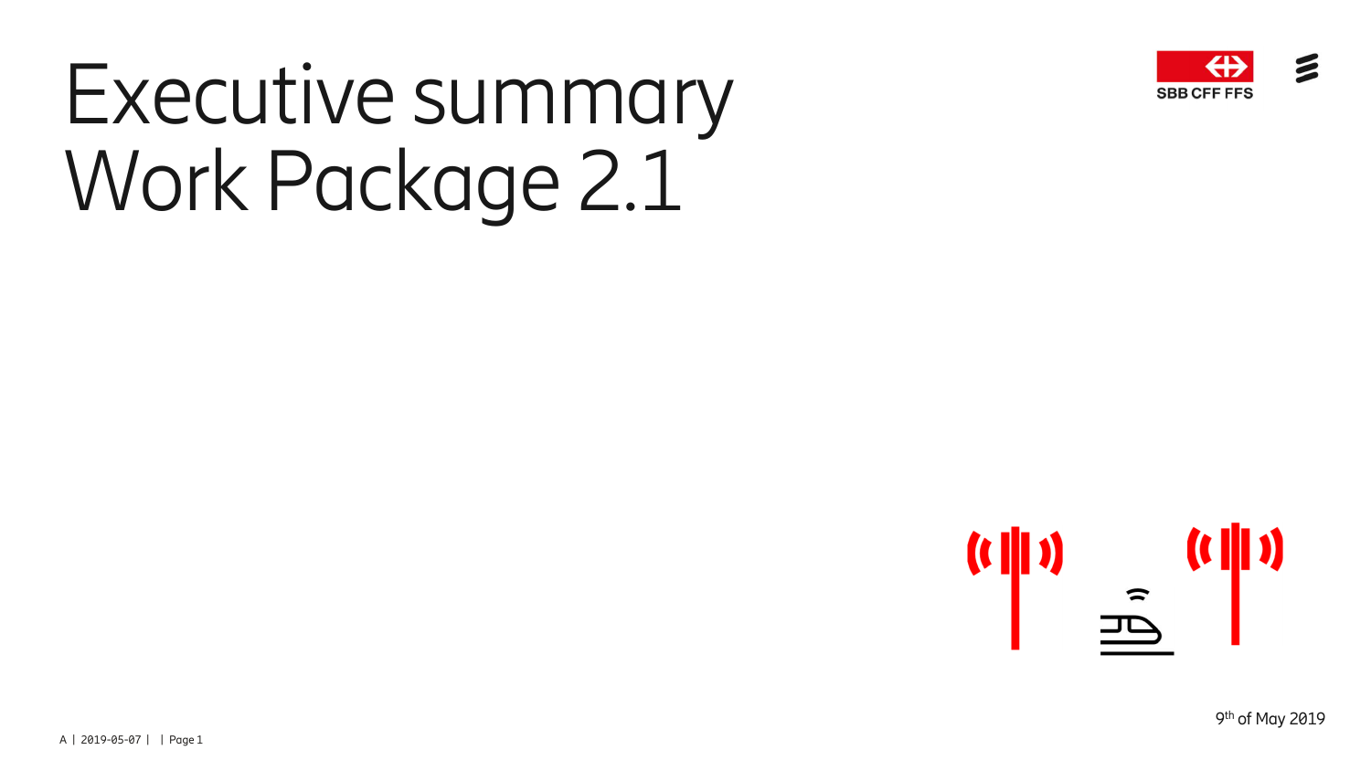# Executive summary
# Work Package 2.1

SBB CFF FFS

9th of May 2019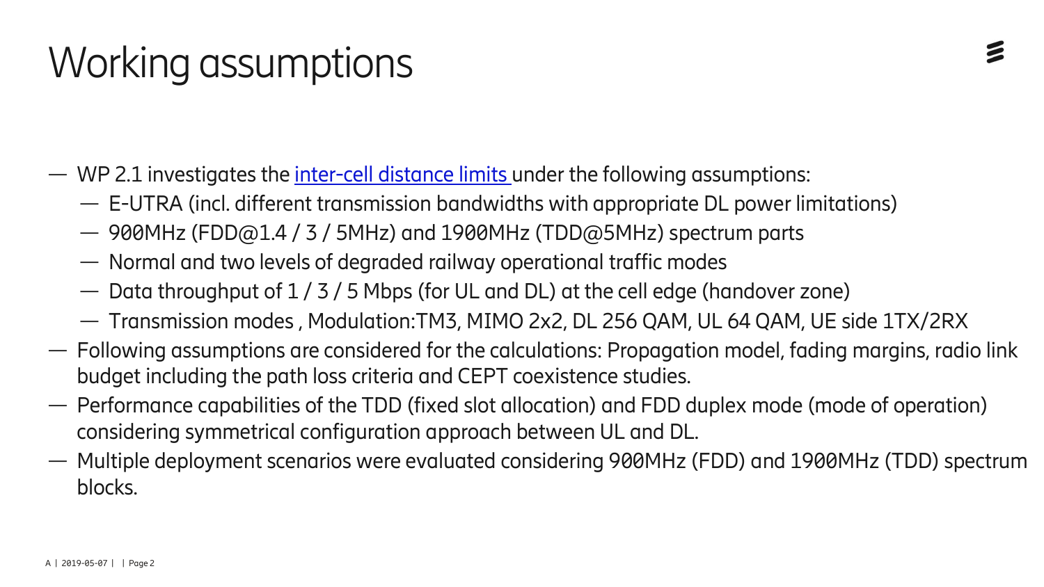# Working assumptions

- WP 2.1 investigates the inter-cell distance limits under the following assumptions:
  - E-UTRA (incl. different transmission bandwidths with appropriate DL power limitations)
  - 900MHz (FDD@1.4 / 3 / 5MHz) and 1900MHz (TDD@5MHz) spectrum parts
  - Normal and two levels of degraded railway operational traffic modes
  - Data throughput of 1 / 3 / 5 Mbps (for UL and DL) at the cell edge (handover zone)
  - Transmission modes , Modulation:TM3, MIMO 2x2, DL 256 QAM, UL 64 QAM, UE side 1TX/2RX
- Following assumptions are considered for the calculations: Propagation model, fading margins, radio link budget including the path loss criteria and CEPT coexistence studies.
- Performance capabilities of the TDD (fixed slot allocation) and FDD duplex mode (mode of operation) considering symmetrical configuration approach between UL and DL.
- Multiple deployment scenarios were evaluated considering 900MHz (FDD) and 1900MHz (TDD) spectrum blocks.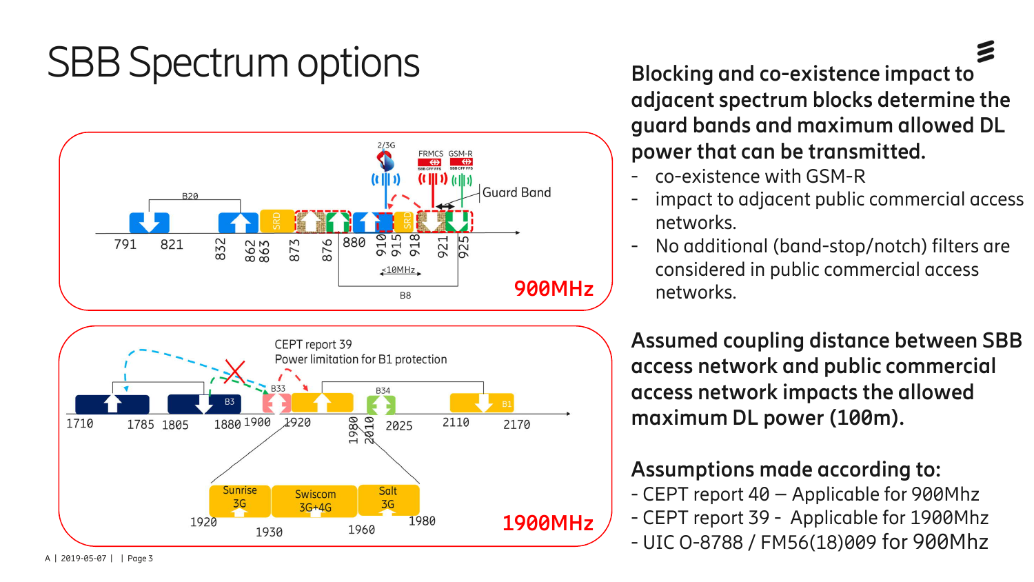# SBB Spectrum options

B20

791 821 832 862 863 873 876 880 910 915 918 921 925

2/3G FRMCS GSM-R

SRD SRD

Guard Band

≤10MHz

B8

**900MHz**

CEPT report 39
Power limitation for B1 protection

B3 B33 B34 B1

1710 1785 1805 1880 1900 1920 1980 2010 2025 2110 2170

Sunrise 3G | Swisscom 3G+4G | Salt 3G

1920 1930 1960 1980

**1900MHz**

**Blocking and co-existence impact to adjacent spectrum blocks determine the guard bands and maximum allowed DL power that can be transmitted.**

- co-existence with GSM-R
- impact to adjacent public commercial access networks.
- No additional (band-stop/notch) filters are considered in public commercial access networks.

**Assumed coupling distance between SBB access network and public commercial access network impacts the allowed maximum DL power (100m).**

**Assumptions made according to:**

- CEPT report 40 – Applicable for 900Mhz
- CEPT report 39 - Applicable for 1900Mhz
- UIC O-8788 / FM56(18)009 for 900Mhz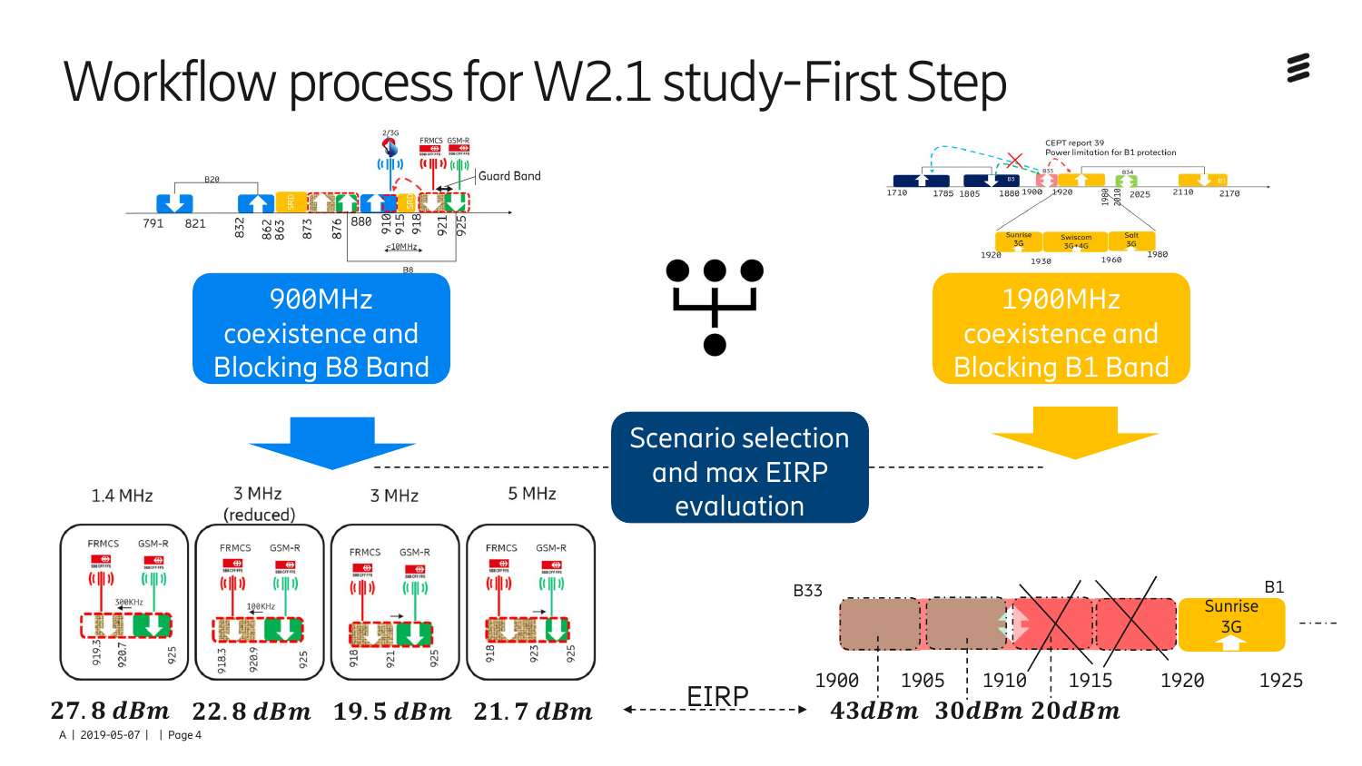# Workflow process for W2.1 study-First Step

**900MHz coexistence and Blocking B8 Band**

**1900MHz coexistence and Blocking B1 Band**

**Scenario selection and max EIRP evaluation**

| 1.4 MHz | 3 MHz (reduced) | 3 MHz | 5 MHz |
|---|---|---|---|
| 27.8 dBm | 22.8 dBm | 19.5 dBm | 21.7 dBm |

EIRP

| 1900–1905 | 1905–1910 | 1910–1915 |
|---|---|---|
| 43dBm | 30dBm | 20dBm |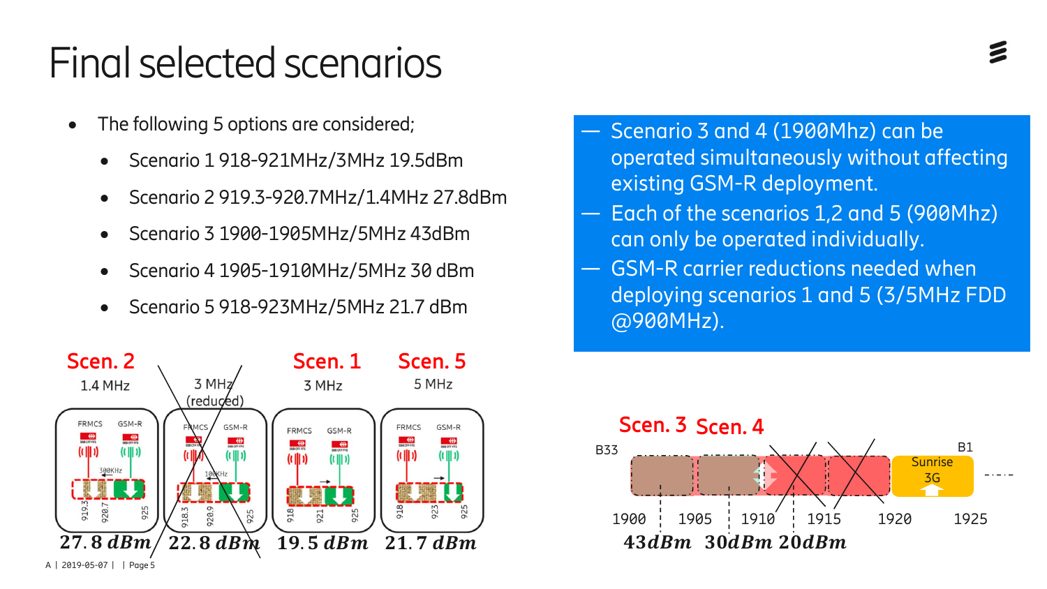# Final selected scenarios

- The following 5 options are considered;
  - Scenario 1 918-921MHz/3MHz 19.5dBm
  - Scenario 2 919.3-920.7MHz/1.4MHz 27.8dBm
  - Scenario 3 1900-1905MHz/5MHz 43dBm
  - Scenario 4 1905-1910MHz/5MHz 30 dBm
  - Scenario 5 918-923MHz/5MHz 21.7 dBm

— Scenario 3 and 4 (1900Mhz) can be operated simultaneously without affecting existing GSM-R deployment.

— Each of the scenarios 1,2 and 5 (900Mhz) can only be operated individually.

— GSM-R carrier reductions needed when deploying scenarios 1 and 5 (3/5MHz FDD @900MHz).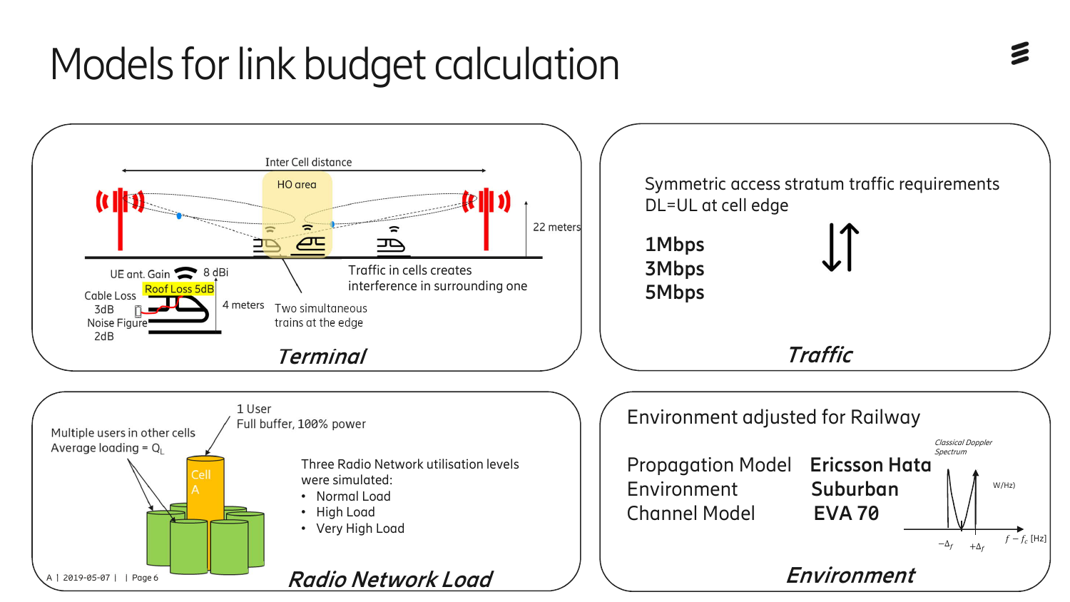# Models for link budget calculation

## Terminal

Inter Cell distance

HO area

22 meters

UE ant. Gain 8 dBi

Roof Loss 5dB

Cable Loss 3dB

Noise Figure 2dB

4 meters

Traffic in cells creates interference in surrounding one

Two simultaneous trains at the edge

## Traffic

Symmetric access stratum traffic requirements DL=UL at cell edge

**1Mbps**
**3Mbps**
**5Mbps**

## Radio Network Load

Multiple users in other cells
Average loading = $Q_L$

1 User
Full buffer, 100% power

Cell A

Three Radio Network utilisation levels were simulated:

- Normal Load
- High Load
- Very High Load

## Environment

Environment adjusted for Railway

| | |
|---|---|
| Propagation Model | **Ericsson Hata** |
| Environment | **Suburban** |
| Channel Model | **EVA 70** |

Classical Doppler Spectrum

W/Hz)

$-\Delta_f$ $+\Delta_f$ $f - f_c$ [Hz]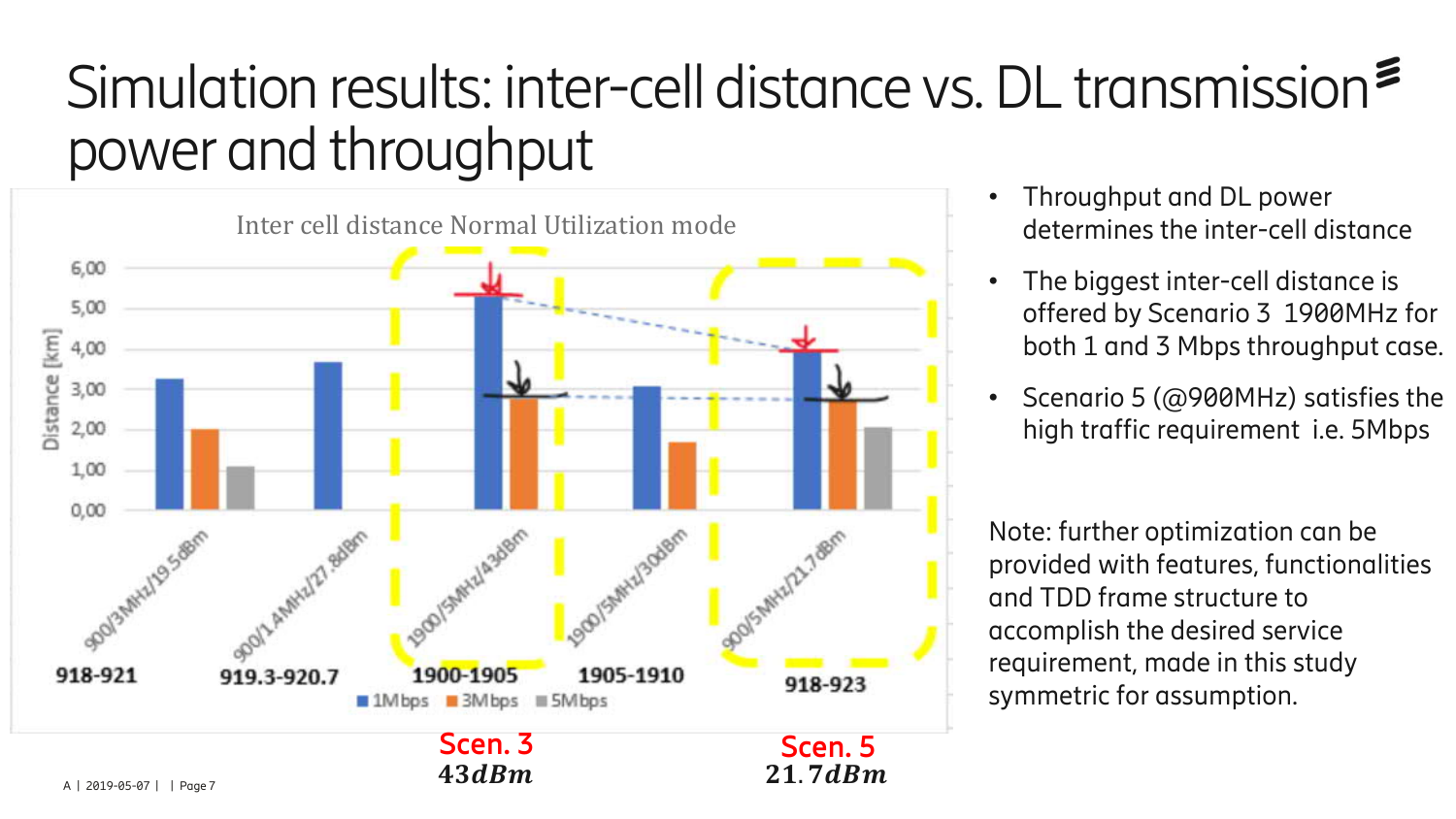# Simulation results: inter-cell distance vs. DL transmission power and throughput

**Inter cell distance Normal Utilization mode**

| Configuration | Band | 1Mbps | 3Mbps | 5Mbps |
|---|---|---|---|---|
| 900/3MHz/19.5dBm | 918-921 | ~3.25 | ~2.0 | ~1.1 |
| 900/1.4MHz/27.8dBm | 919.3-920.7 | ~3.7 | | |
| 1900/5MHz/43dBm (Scen. 3, 43dBm) | 1900-1905 | ~5.3 | ~2.8 | |
| 1900/5MHz/30dBm | 1905-1910 | ~3.05 | ~1.7 | |
| 900/5MHz/21.7dBm (Scen. 5, 21.7dBm) | 918-923 | ~3.95 | ~2.7 | ~2.05 |

Distance [km]

- Throughput and DL power determines the inter-cell distance
- The biggest inter-cell distance is offered by Scenario 3 1900MHz for both 1 and 3 Mbps throughput case.
- Scenario 5 (@900MHz) satisfies the high traffic requirement i.e. 5Mbps

Note: further optimization can be provided with features, functionalities and TDD frame structure to accomplish the desired service requirement, made in this study symmetric for assumption.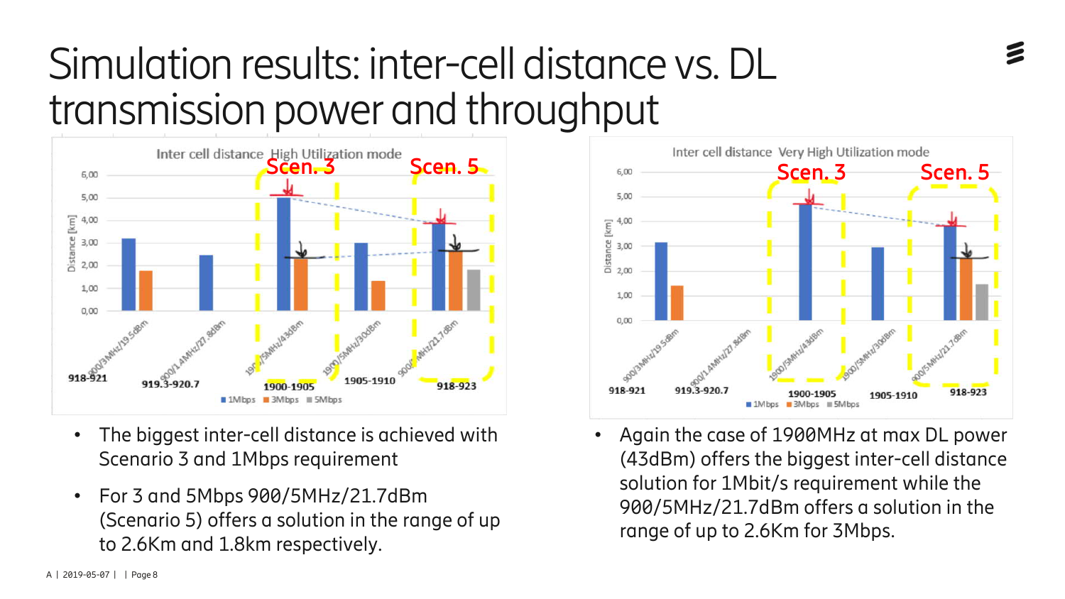# Simulation results: inter-cell distance vs. DL transmission power and throughput

**Inter cell distance High Utilization mode**

Scen. 3 | Scen. 5

Distance [km]: 0,00 – 6,00

900/3MHz/19.5dBm (918-921) | 900/1.4MHz/27.8dBm (919.3-920.7) | 1900/5MHz/43dBm (1900-1905) | 1900/5MHz/30dBm (1905-1910) | 900/5MHz/21.7dBm (918-923)

■ 1Mbps ■ 3Mbps ■ 5Mbps

- The biggest inter-cell distance is achieved with Scenario 3 and 1Mbps requirement
- For 3 and 5Mbps 900/5MHz/21.7dBm (Scenario 5) offers a solution in the range of up to 2.6Km and 1.8km respectively.

**Inter cell distance Very High Utilization mode**

Scen. 3 | Scen. 5

Distance [km]: 0,00 – 6,00

900/3MHz/19.5dBm (918-921) | 900/1.4MHz/27.8dBm (919.3-920.7) | 1900/5MHz/43dBm (1900-1905) | 1900/5MHz/30dBm (1905-1910) | 900/5MHz/21.7dBm (918-923)

■ 1Mbps ■ 3Mbps ■ 5Mbps

- Again the case of 1900MHz at max DL power (43dBm) offers the biggest inter-cell distance solution for 1Mbit/s requirement while the 900/5MHz/21.7dBm offers a solution in the range of up to 2.6Km for 3Mbps.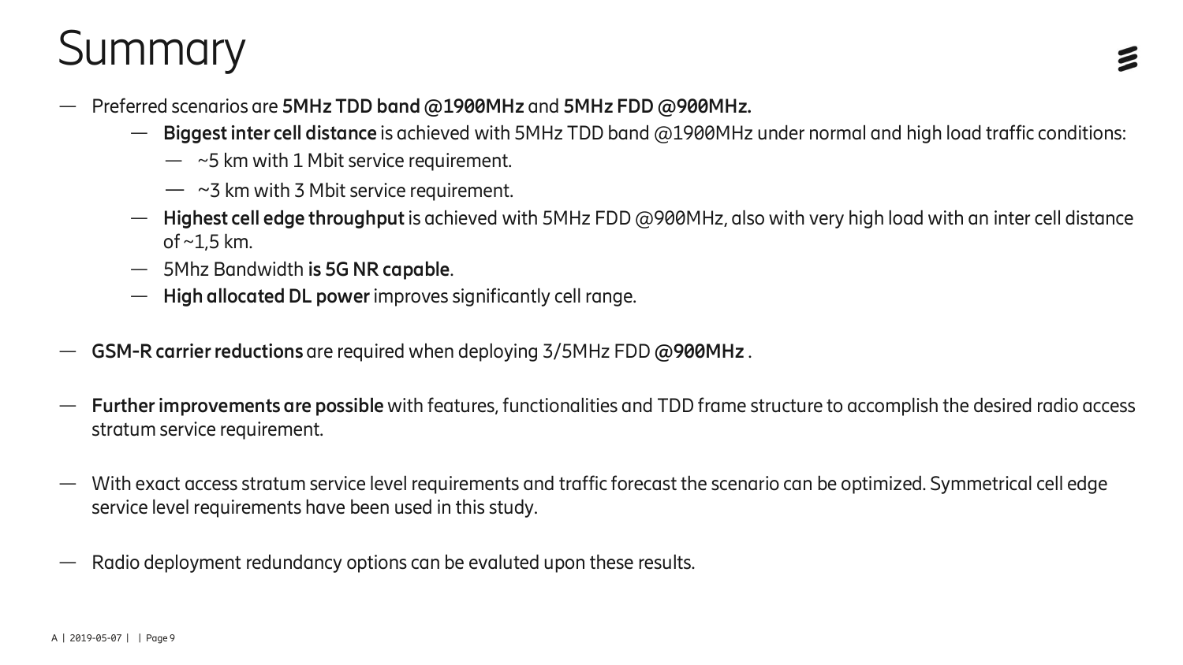# Summary

- Preferred scenarios are **5MHz TDD band @1900MHz** and **5MHz FDD @900MHz.**
  - **Biggest inter cell distance** is achieved with 5MHz TDD band @1900MHz under normal and high load traffic conditions:
    - ~5 km with 1 Mbit service requirement.
    - ~3 km with 3 Mbit service requirement.
  - **Highest cell edge throughput** is achieved with 5MHz FDD @900MHz, also with very high load with an inter cell distance of ~1,5 km.
  - 5Mhz Bandwidth **is 5G NR capable**.
  - **High allocated DL power** improves significantly cell range.

- **GSM-R carrier reductions** are required when deploying 3/5MHz FDD **@900MHz** .

- **Further improvements are possible** with features, functionalities and TDD frame structure to accomplish the desired radio access stratum service requirement.

- With exact access stratum service level requirements and traffic forecast the scenario can be optimized. Symmetrical cell edge service level requirements have been used in this study.

- Radio deployment redundancy options can be evaluted upon these results.